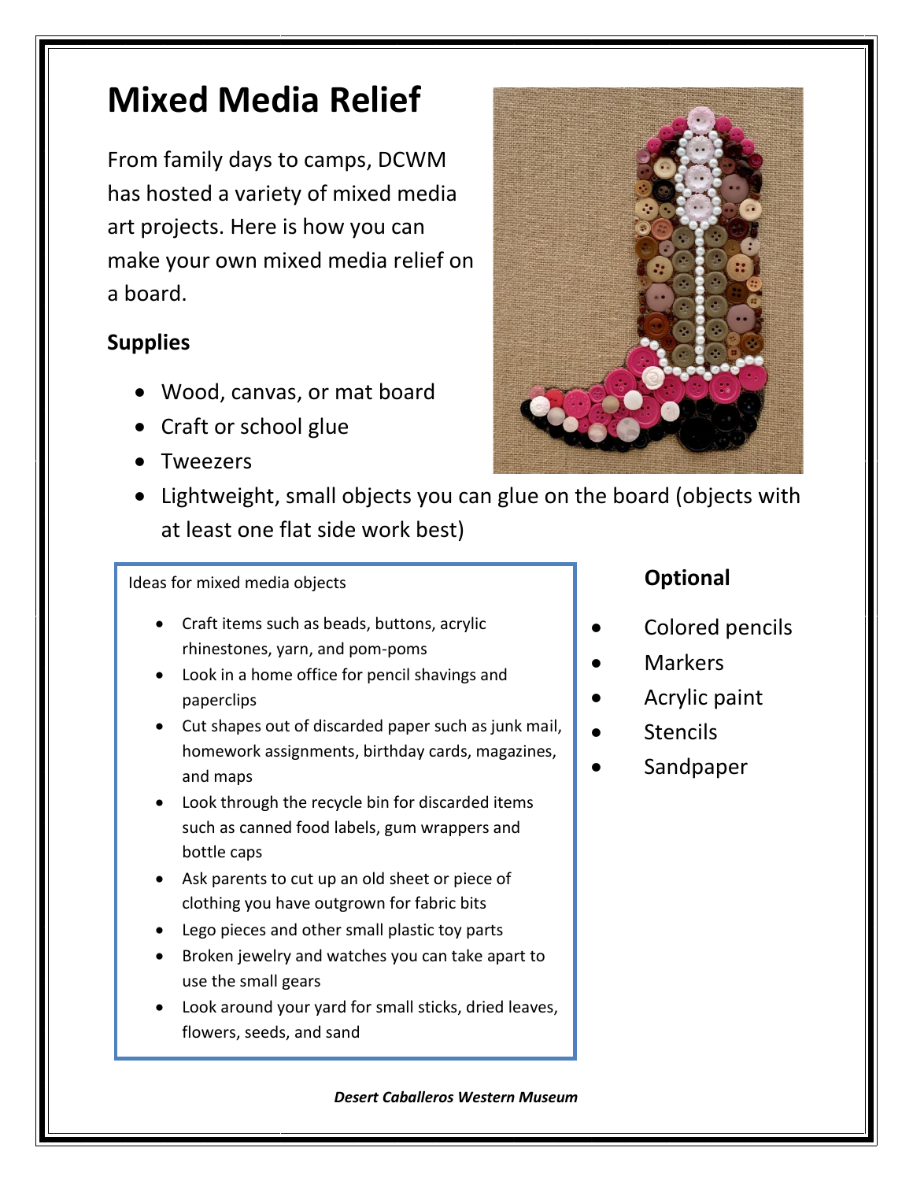# Mixed Media Relief

From family days to camps, DCWM has hosted a variety of mixed media art projects. Here is how you can make your own mixed media relief on a board.

## Supplies

- Wood, canvas, or mat board
- Craft or school glue
- Tweezers
- Lightweight, small objects you can glue on the board (objects with at least one flat side work best)

Ideas for mixed media objects

- Craft items such as beads, buttons, acrylic rhinestones, yarn, and pom-poms
- Look in a home office for pencil shavings and paperclips
- Cut shapes out of discarded paper such as junk mail, homework assignments, birthday cards, magazines, and maps
- Look through the recycle bin for discarded items such as canned food labels, gum wrappers and bottle caps
- Ask parents to cut up an old sheet or piece of clothing you have outgrown for fabric bits
- Lego pieces and other small plastic toy parts
- Broken jewelry and watches you can take apart to use the small gears
- Look around your yard for small sticks, dried leaves, flowers, seeds, and sand

## Optional

- Colored pencils
- Markers
- Acrylic paint
- Stencils
- Sandpaper

*Desert Caballeros Western Museum*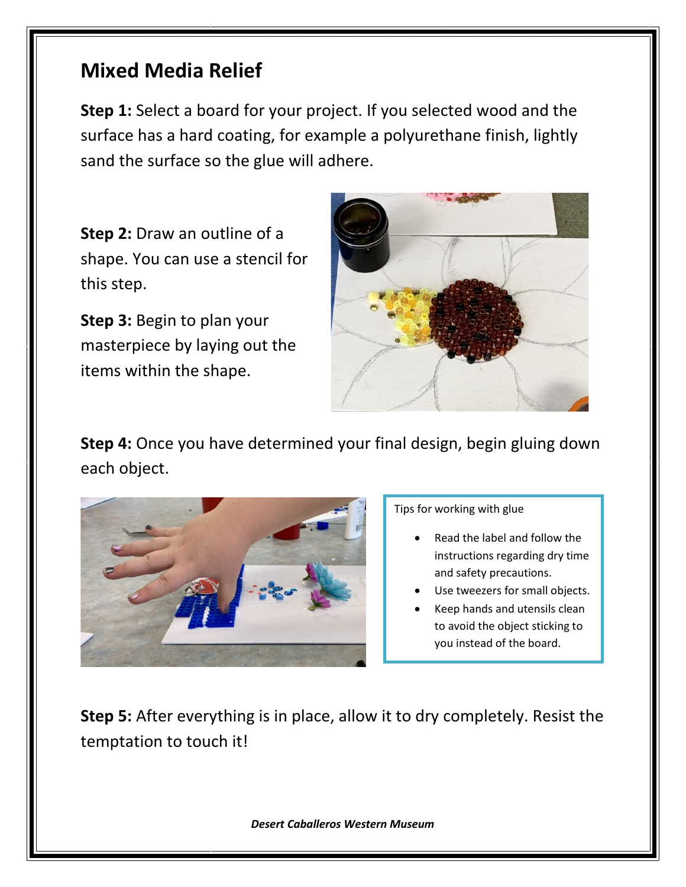# Mixed Media Relief

**Step 1:** Select a board for your project. If you selected wood and the surface has a hard coating, for example a polyurethane finish, lightly sand the surface so the glue will adhere.

**Step 2:** Draw an outline of a shape. You can use a stencil for this step.

**Step 3:** Begin to plan your masterpiece by laying out the items within the shape.

**Step 4:** Once you have determined your final design, begin gluing down each object.

Tips for working with glue

- Read the label and follow the instructions regarding dry time and safety precautions.
- Use tweezers for small objects.
- Keep hands and utensils clean to avoid the object sticking to you instead of the board.

**Step 5:** After everything is in place, allow it to dry completely. Resist the temptation to touch it!

***Desert Caballeros Western Museum***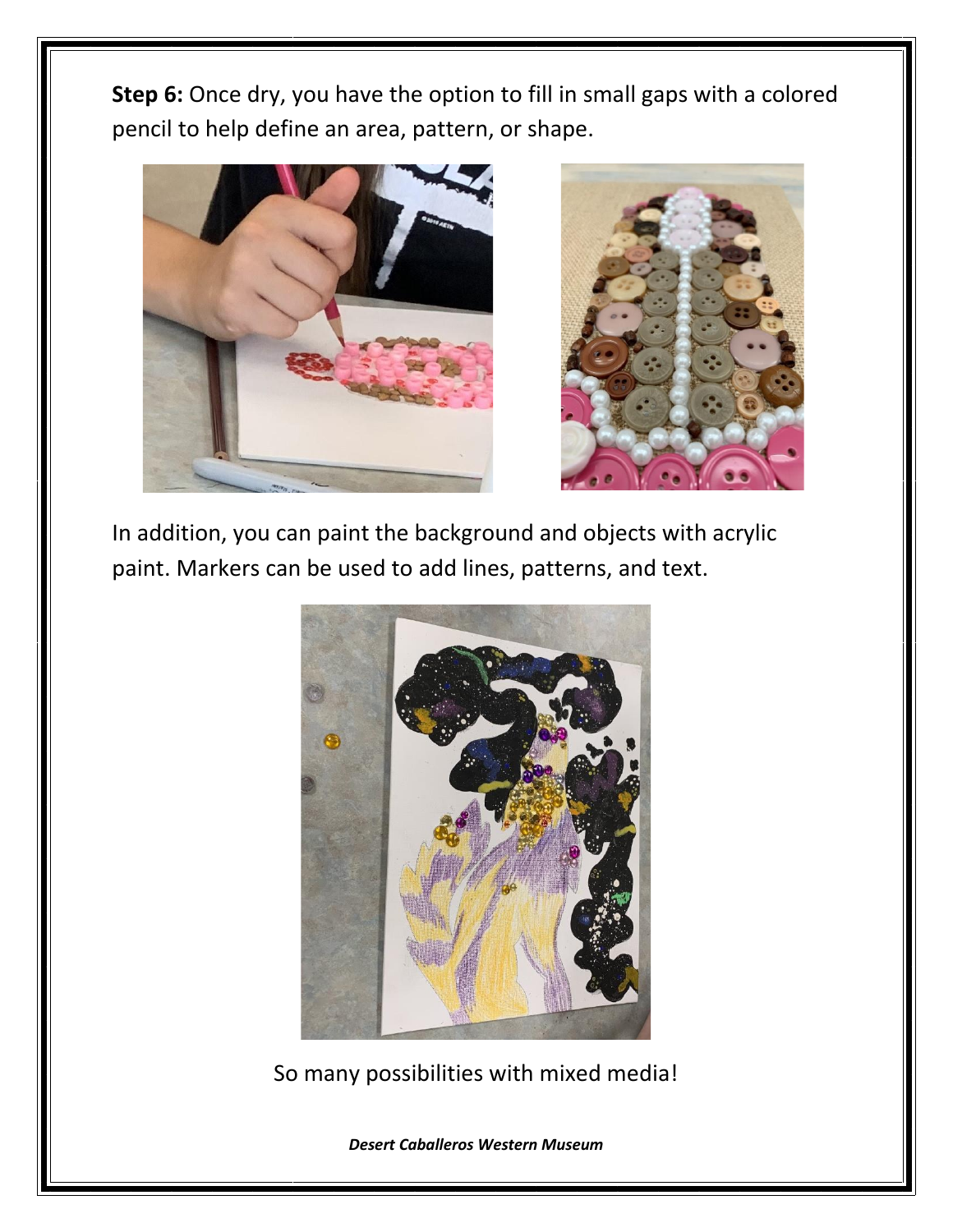**Step 6:** Once dry, you have the option to fill in small gaps with a colored pencil to help define an area, pattern, or shape.

In addition, you can paint the background and objects with acrylic paint. Markers can be used to add lines, patterns, and text.

So many possibilities with mixed media!

***Desert Caballeros Western Museum***